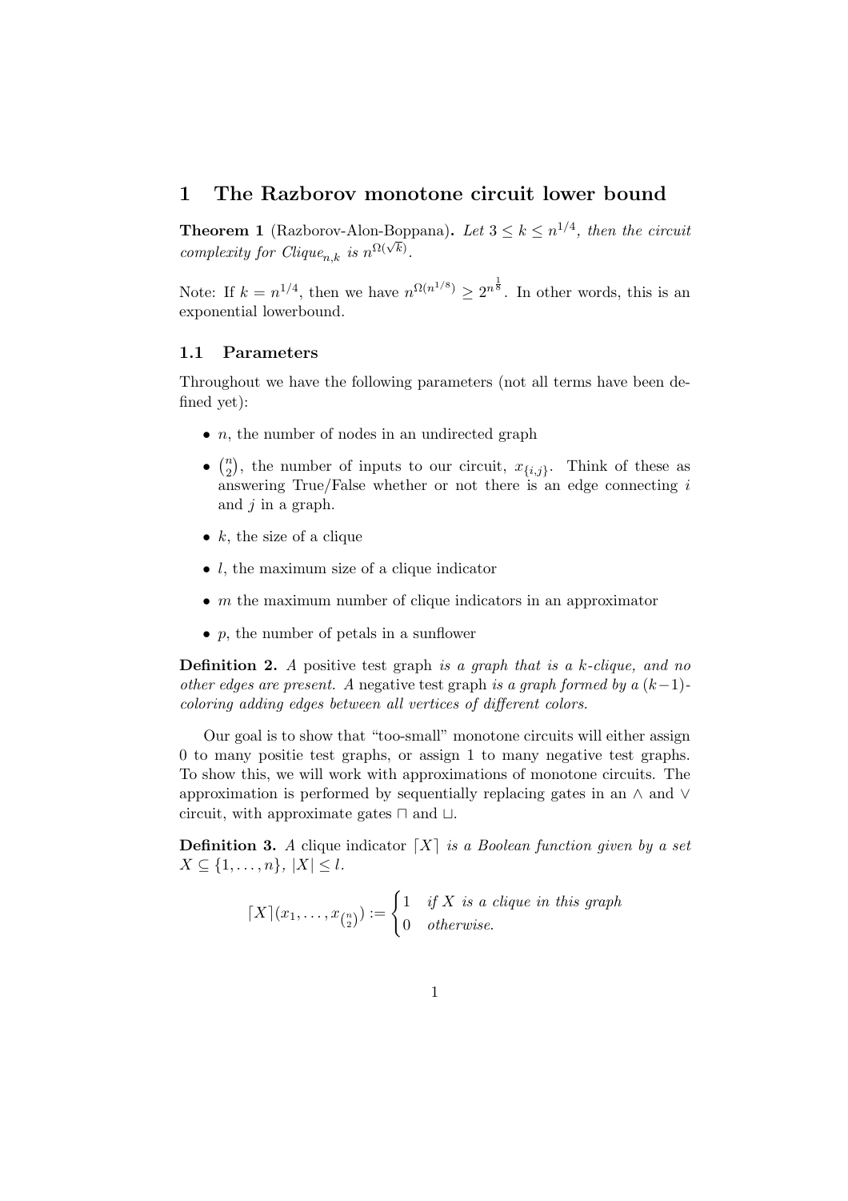# 1 The Razborov monotone circuit lower bound

**Theorem 1** (Razborov-Alon-Boppana)**.** *Let $3 \leq k \leq n^{1/4}$, then the circuit complexity for $\text{Clique}_{n,k}$ is $n^{\Omega(\sqrt{k})}$.*

Note: If $k = n^{1/4}$, then we have $n^{\Omega(n^{1/8})} \geq 2^{n^{\frac{1}{8}}}$. In other words, this is an exponential lowerbound.

## 1.1 Parameters

Throughout we have the following parameters (not all terms have been defined yet):

- $n$, the number of nodes in an undirected graph
- $\binom{n}{2}$, the number of inputs to our circuit, $x_{\{i,j\}}$. Think of these as answering True/False whether or not there is an edge connecting $i$ and $j$ in a graph.
- $k$, the size of a clique
- $l$, the maximum size of a clique indicator
- $m$ the maximum number of clique indicators in an approximator
- $p$, the number of petals in a sunflower

**Definition 2.** *A* positive test graph *is a graph that is a $k$-clique, and no other edges are present. A* negative test graph *is a graph formed by a $(k-1)$-coloring adding edges between all vertices of different colors.*

Our goal is to show that "too-small" monotone circuits will either assign 0 to many positie test graphs, or assign 1 to many negative test graphs. To show this, we will work with approximations of monotone circuits. The approximation is performed by sequentially replacing gates in an $\wedge$ and $\vee$ circuit, with approximate gates $\sqcap$ and $\sqcup$.

**Definition 3.** *A* clique indicator $\lceil X \rceil$ *is a Boolean function given by a set $X \subseteq \{1, \ldots, n\}$, $|X| \leq l$.*

$$\lceil X \rceil(x_1, \ldots, x_{\binom{n}{2}}) := \begin{cases} 1 & \text{if } X \text{ is a clique in this graph} \\ 0 & \text{otherwise.} \end{cases}$$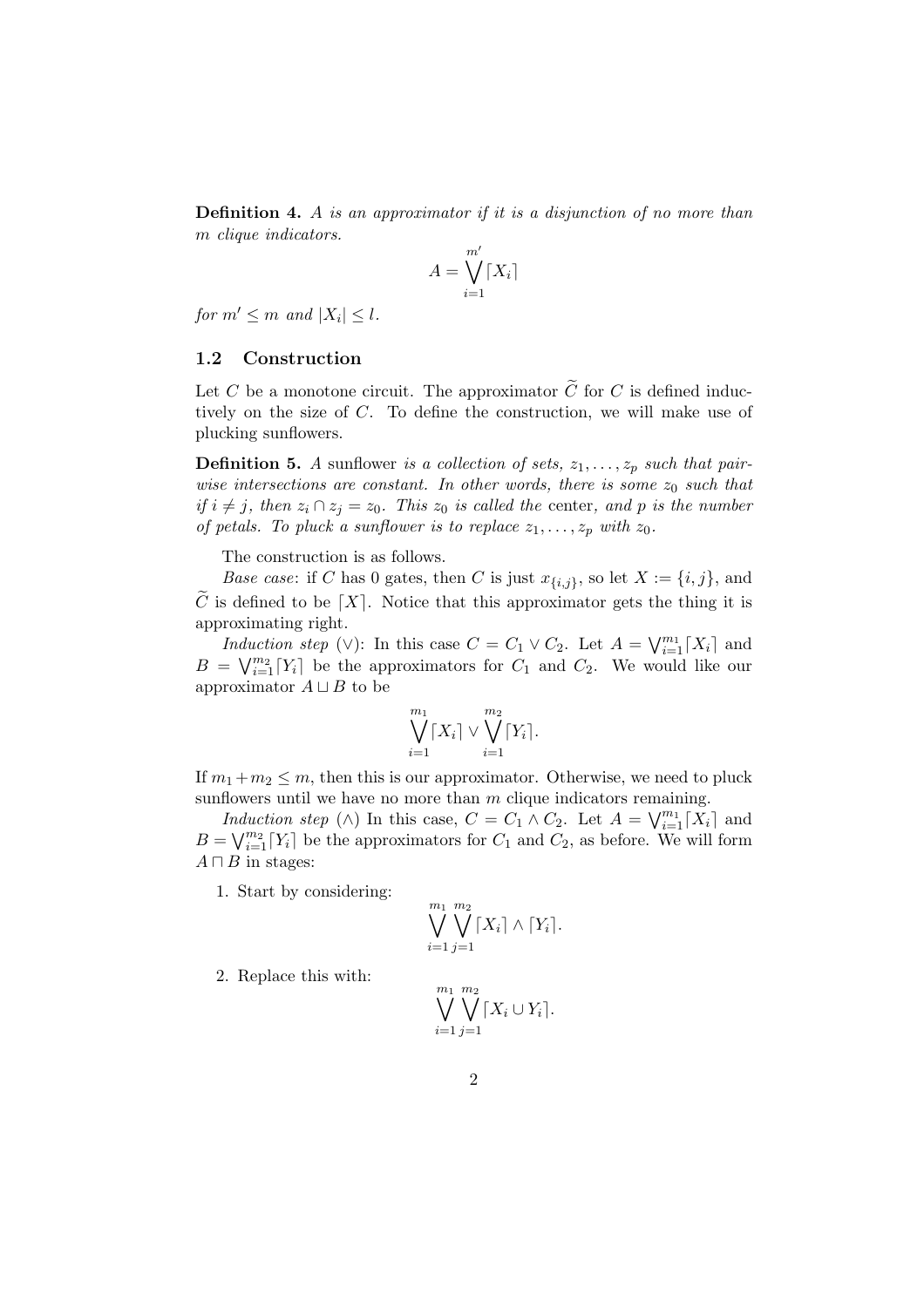**Definition 4.** *A is an approximator if it is a disjunction of no more than m clique indicators.*

$$A = \bigvee_{i=1}^{m'} \lceil X_i \rceil$$

*for* $m' \leq m$ *and* $|X_i| \leq l$.

### 1.2 Construction

Let $C$ be a monotone circuit. The approximator $\widetilde{C}$ for $C$ is defined inductively on the size of $C$. To define the construction, we will make use of plucking sunflowers.

**Definition 5.** *A* sunflower *is a collection of sets,* $z_1, \ldots, z_p$ *such that pairwise intersections are constant. In other words, there is some* $z_0$ *such that if* $i \neq j$*, then* $z_i \cap z_j = z_0$*. This* $z_0$ *is called the* center*, and* $p$ *is the number of* petals*. To pluck a sunflower is to replace* $z_1, \ldots, z_p$ *with* $z_0$*.*

The construction is as follows.

*Base case*: if $C$ has 0 gates, then $C$ is just $x_{\{i,j\}}$, so let $X := \{i, j\}$, and $\widetilde{C}$ is defined to be $\lceil X \rceil$. Notice that this approximator gets the thing it is approximating right.

*Induction step* ($\vee$): In this case $C = C_1 \vee C_2$. Let $A = \bigvee_{i=1}^{m_1} \lceil X_i \rceil$ and $B = \bigvee_{i=1}^{m_2} \lceil Y_i \rceil$ be the approximators for $C_1$ and $C_2$. We would like our approximator $A \sqcup B$ to be

$$\bigvee_{i=1}^{m_1} \lceil X_i \rceil \vee \bigvee_{i=1}^{m_2} \lceil Y_i \rceil.$$

If $m_1 + m_2 \leq m$, then this is our approximator. Otherwise, we need to pluck sunflowers until we have no more than $m$ clique indicators remaining.

*Induction step* ($\wedge$) In this case, $C = C_1 \wedge C_2$. Let $A = \bigvee_{i=1}^{m_1} \lceil X_i \rceil$ and $B = \bigvee_{i=1}^{m_2} \lceil Y_i \rceil$ be the approximators for $C_1$ and $C_2$, as before. We will form $A \sqcap B$ in stages:

1. Start by considering:

$$\bigvee_{i=1}^{m_1} \bigvee_{j=1}^{m_2} \lceil X_i \rceil \wedge \lceil Y_i \rceil.$$

2. Replace this with:

$$\bigvee_{i=1}^{m_1} \bigvee_{j=1}^{m_2} \lceil X_i \cup Y_i \rceil.$$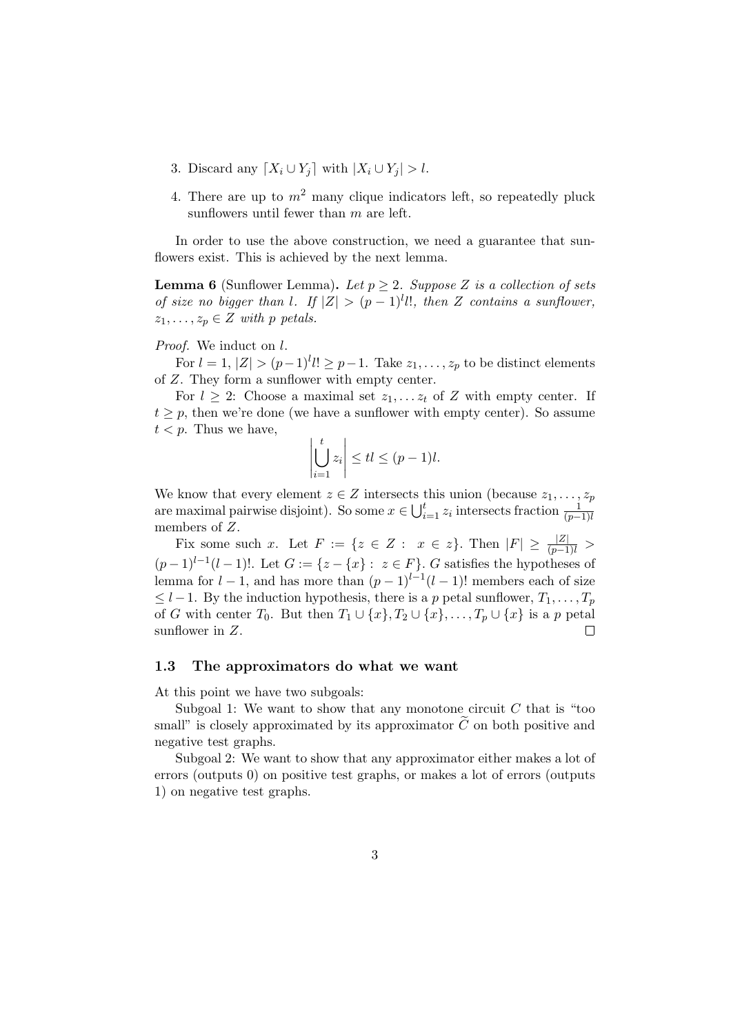3. Discard any $\lceil X_i \cup Y_j \rceil$ with $|X_i \cup Y_j| > l$.

4. There are up to $m^2$ many clique indicators left, so repeatedly pluck sunflowers until fewer than $m$ are left.

In order to use the above construction, we need a guarantee that sunflowers exist. This is achieved by the next lemma.

**Lemma 6** (Sunflower Lemma)**.** *Let $p \geq 2$. Suppose $Z$ is a collection of sets of size no bigger than $l$. If $|Z| > (p-1)^l l!$, then $Z$ contains a sunflower, $z_1, \ldots, z_p \in Z$ with $p$ petals.*

*Proof.* We induct on $l$.

For $l = 1$, $|Z| > (p-1)^l l! \geq p-1$. Take $z_1, \ldots, z_p$ to be distinct elements of $Z$. They form a sunflower with empty center.

For $l \geq 2$: Choose a maximal set $z_1, \ldots z_t$ of $Z$ with empty center. If $t \geq p$, then we're done (we have a sunflower with empty center). So assume $t < p$. Thus we have,

$$\left| \bigcup_{i=1}^{t} z_i \right| \leq tl \leq (p-1)l.$$

We know that every element $z \in Z$ intersects this union (because $z_1, \ldots, z_p$ are maximal pairwise disjoint). So some $x \in \bigcup_{i=1}^{t} z_i$ intersects fraction $\frac{1}{(p-1)l}$ members of $Z$.

Fix some such $x$. Let $F := \{z \in Z : \ x \in z\}$. Then $|F| \geq \frac{|Z|}{(p-1)l} > (p-1)^{l-1}(l-1)!$. Let $G := \{z - \{x\} : \ z \in F\}$. $G$ satisfies the hypotheses of lemma for $l-1$, and has more than $(p-1)^{l-1}(l-1)!$ members each of size $\leq l-1$. By the induction hypothesis, there is a $p$ petal sunflower, $T_1, \ldots, T_p$ of $G$ with center $T_0$. But then $T_1 \cup \{x\}, T_2 \cup \{x\}, \ldots, T_p \cup \{x\}$ is a $p$ petal sunflower in $Z$. $\square$

### 1.3 The approximators do what we want

At this point we have two subgoals:

Subgoal 1: We want to show that any monotone circuit $C$ that is "too small" is closely approximated by its approximator $\widetilde{C}$ on both positive and negative test graphs.

Subgoal 2: We want to show that any approximator either makes a lot of errors (outputs 0) on positive test graphs, or makes a lot of errors (outputs 1) on negative test graphs.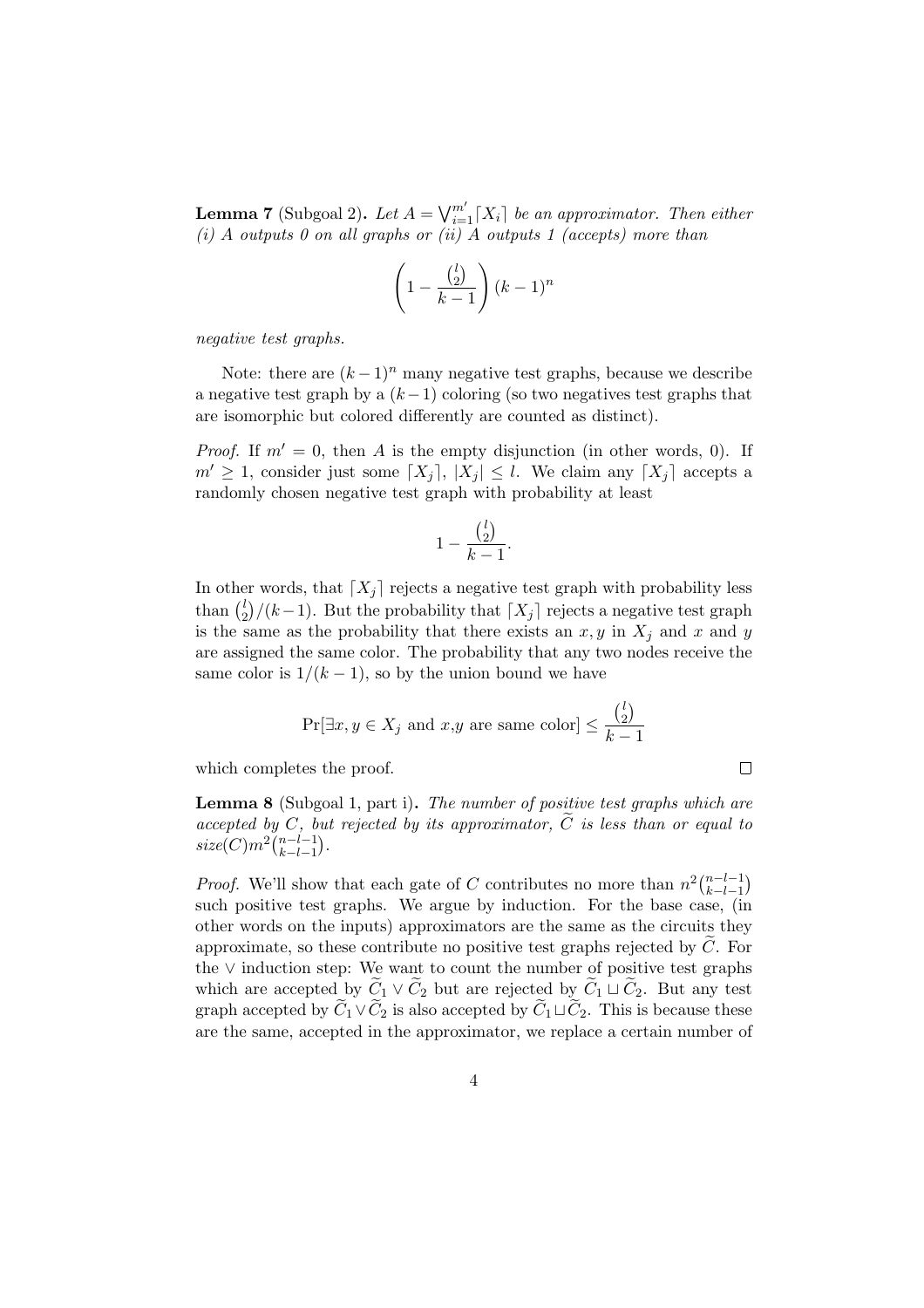**Lemma 7** (Subgoal 2)**.** *Let $A = \bigvee_{i=1}^{m'} \lceil X_i \rceil$ be an approximator. Then either (i) A outputs 0 on all graphs or (ii) A outputs 1 (accepts) more than*

$$\left(1 - \frac{\binom{l}{2}}{k-1}\right)(k-1)^n$$

*negative test graphs.*

Note: there are $(k-1)^n$ many negative test graphs, because we describe a negative test graph by a $(k-1)$ coloring (so two negatives test graphs that are isomorphic but colored differently are counted as distinct).

*Proof.* If $m' = 0$, then $A$ is the empty disjunction (in other words, 0). If $m' \geq 1$, consider just some $\lceil X_j \rceil$, $|X_j| \leq l$. We claim any $\lceil X_j \rceil$ accepts a randomly chosen negative test graph with probability at least

$$1 - \frac{\binom{l}{2}}{k-1}.$$

In other words, that $\lceil X_j \rceil$ rejects a negative test graph with probability less than $\binom{l}{2}/(k-1)$. But the probability that $\lceil X_j \rceil$ rejects a negative test graph is the same as the probability that there exists an $x, y$ in $X_j$ and $x$ and $y$ are assigned the same color. The probability that any two nodes receive the same color is $1/(k-1)$, so by the union bound we have

$$\Pr[\exists x, y \in X_j \text{ and } x,y \text{ are same color}] \leq \frac{\binom{l}{2}}{k-1}$$

which completes the proof. $\square$

**Lemma 8** (Subgoal 1, part i)**.** *The number of positive test graphs which are accepted by $C$, but rejected by its approximator, $\widetilde{C}$ is less than or equal to $size(C)m^2\binom{n-l-1}{k-l-1}$.*

*Proof.* We'll show that each gate of $C$ contributes no more than $n^2\binom{n-l-1}{k-l-1}$ such positive test graphs. We argue by induction. For the base case, (in other words on the inputs) approximators are the same as the circuits they approximate, so these contribute no positive test graphs rejected by $\widetilde{C}$. For the $\vee$ induction step: We want to count the number of positive test graphs which are accepted by $\widetilde{C}_1 \vee \widetilde{C}_2$ but are rejected by $\widetilde{C}_1 \sqcup \widetilde{C}_2$. But any test graph accepted by $\widetilde{C}_1 \vee \widetilde{C}_2$ is also accepted by $\widetilde{C}_1 \sqcup \widetilde{C}_2$. This is because these are the same, accepted in the approximator, we replace a certain number of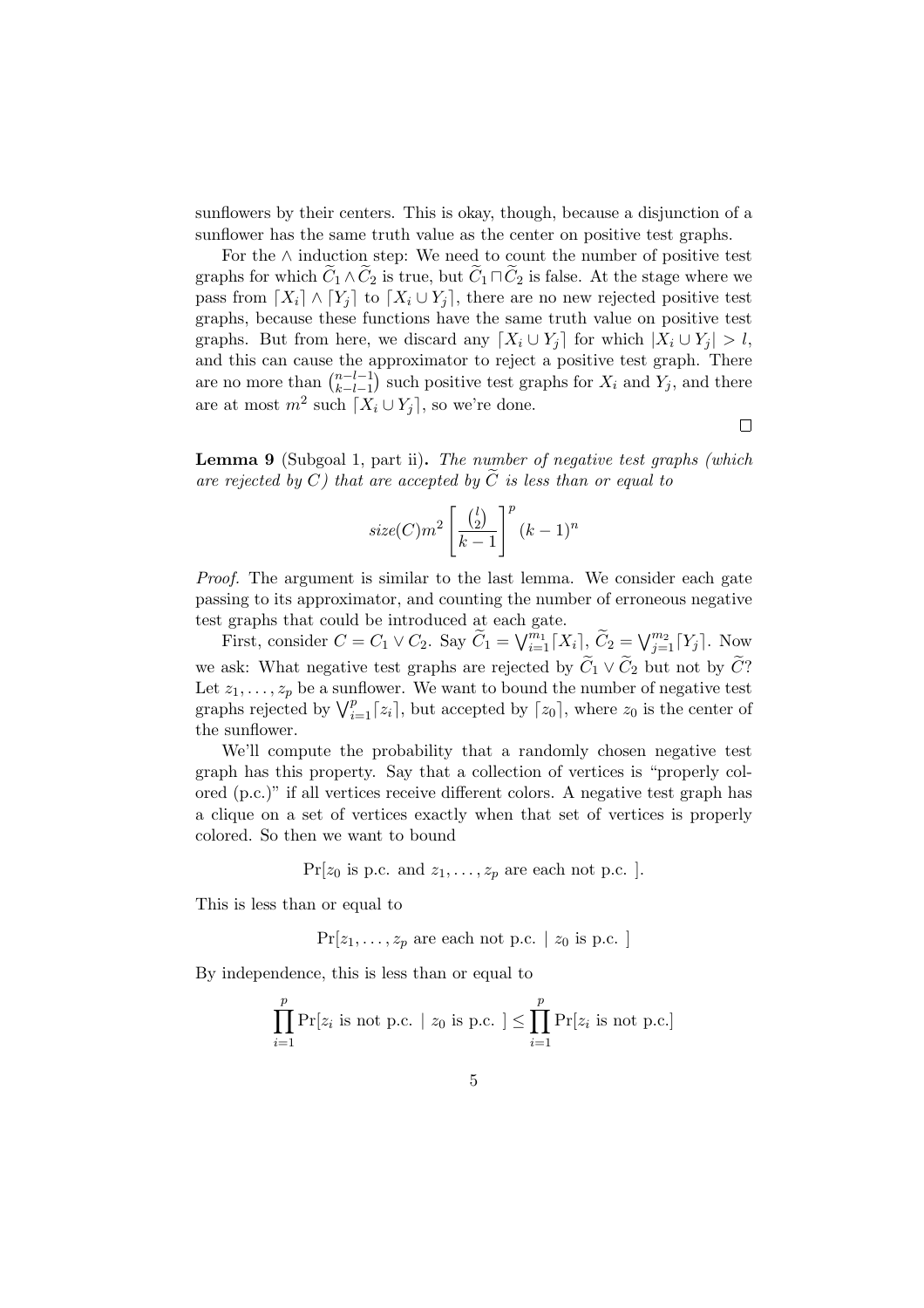sunflowers by their centers. This is okay, though, because a disjunction of a sunflower has the same truth value as the center on positive test graphs.

For the $\wedge$ induction step: We need to count the number of positive test graphs for which $\widetilde{C}_1 \wedge \widetilde{C}_2$ is true, but $\widetilde{C}_1 \sqcap \widetilde{C}_2$ is false. At the stage where we pass from $\lceil X_i \rceil \wedge \lceil Y_j \rceil$ to $\lceil X_i \cup Y_j \rceil$, there are no new rejected positive test graphs, because these functions have the same truth value on positive test graphs. But from here, we discard any $\lceil X_i \cup Y_j \rceil$ for which $|X_i \cup Y_j| > l$, and this can cause the approximator to reject a positive test graph. There are no more than $\binom{n-l-1}{k-l-1}$ such positive test graphs for $X_i$ and $Y_j$, and there are at most $m^2$ such $\lceil X_i \cup Y_j \rceil$, so we're done.

$\square$

**Lemma 9** (Subgoal 1, part ii)**.** *The number of negative test graphs (which are rejected by $C$) that are accepted by $\widetilde{C}$ is less than or equal to*

$$size(C) m^2 \left[ \frac{\binom{l}{2}}{k-1} \right]^p (k-1)^n$$

*Proof.* The argument is similar to the last lemma. We consider each gate passing to its approximator, and counting the number of erroneous negative test graphs that could be introduced at each gate.

First, consider $C = C_1 \vee C_2$. Say $\widetilde{C}_1 = \bigvee_{i=1}^{m_1} \lceil X_i \rceil$, $\widetilde{C}_2 = \bigvee_{j=1}^{m_2} \lceil Y_j \rceil$. Now we ask: What negative test graphs are rejected by $\widetilde{C}_1 \vee \widetilde{C}_2$ but not by $\widetilde{C}$? Let $z_1, \ldots, z_p$ be a sunflower. We want to bound the number of negative test graphs rejected by $\bigvee_{i=1}^{p} \lceil z_i \rceil$, but accepted by $\lceil z_0 \rceil$, where $z_0$ is the center of the sunflower.

We'll compute the probability that a randomly chosen negative test graph has this property. Say that a collection of vertices is "properly colored (p.c.)" if all vertices receive different colors. A negative test graph has a clique on a set of vertices exactly when that set of vertices is properly colored. So then we want to bound

$$\Pr[z_0 \text{ is p.c. and } z_1, \ldots, z_p \text{ are each not p.c. }].$$

This is less than or equal to

$$\Pr[z_1, \ldots, z_p \text{ are each not p.c. } \mid z_0 \text{ is p.c. }]$$

By independence, this is less than or equal to

$$\prod_{i=1}^{p} \Pr[z_i \text{ is not p.c. } \mid z_0 \text{ is p.c. }] \leq \prod_{i=1}^{p} \Pr[z_i \text{ is not p.c.}]$$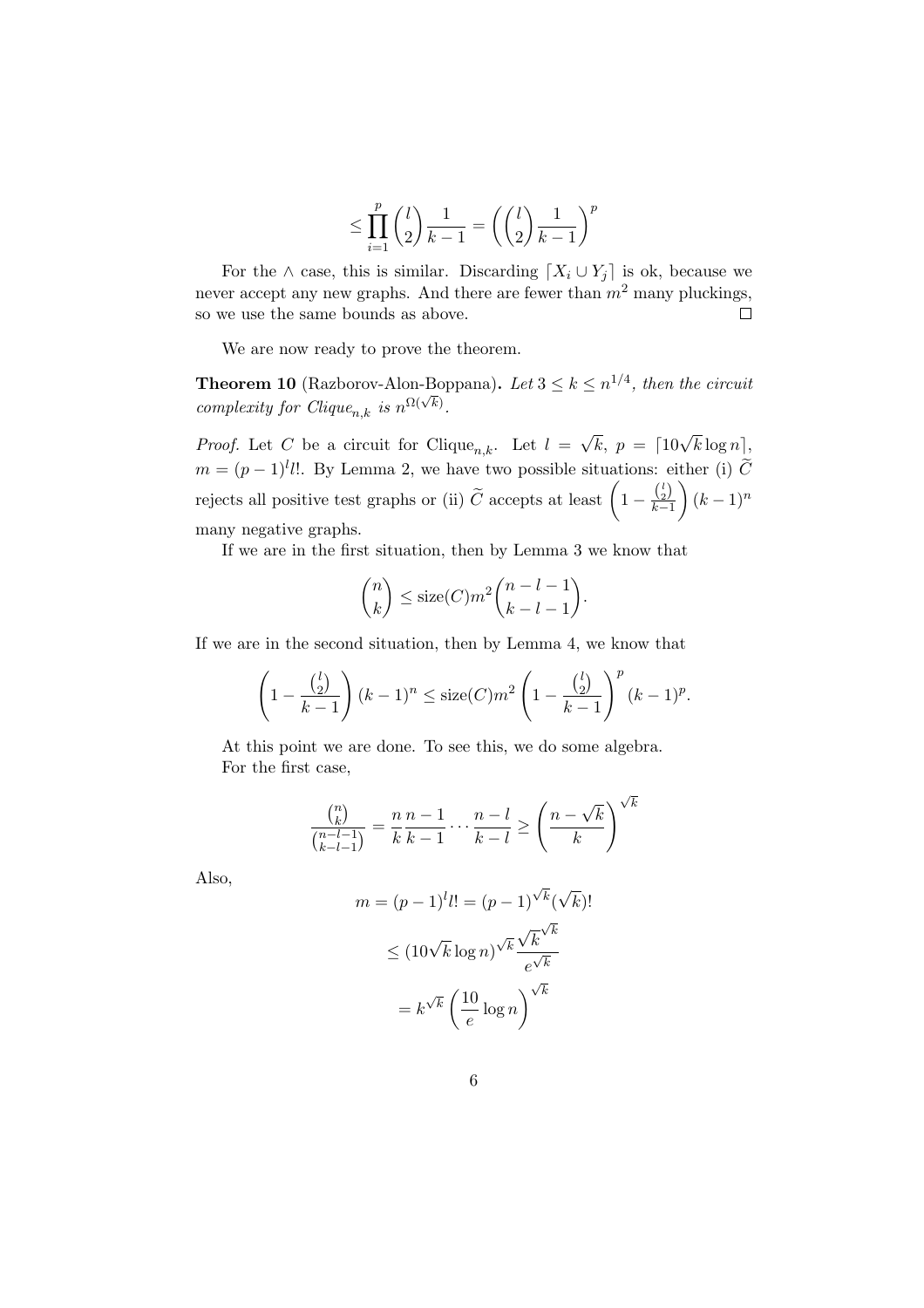$$\leq \prod_{i=1}^{p} \binom{l}{2} \frac{1}{k-1} = \left( \binom{l}{2} \frac{1}{k-1} \right)^p$$

For the $\wedge$ case, this is similar. Discarding $\lceil X_i \cup Y_j \rceil$ is ok, because we never accept any new graphs. And there are fewer than $m^2$ many pluckings, so we use the same bounds as above. $\square$

We are now ready to prove the theorem.

**Theorem 10** (Razborov-Alon-Boppana)**.** *Let $3 \leq k \leq n^{1/4}$, then the circuit complexity for Clique$_{n,k}$ is $n^{\Omega(\sqrt{k})}$.*

*Proof.* Let $C$ be a circuit for Clique$_{n,k}$. Let $l = \sqrt{k}$, $p = \lceil 10\sqrt{k} \log n \rceil$, $m = (p-1)^l l!$. By Lemma 2, we have two possible situations: either (i) $\widetilde{C}$ rejects all positive test graphs or (ii) $\widetilde{C}$ accepts at least $\left(1 - \frac{\binom{l}{2}}{k-1}\right)(k-1)^n$ many negative graphs.

If we are in the first situation, then by Lemma 3 we know that

$$\binom{n}{k} \leq \text{size}(C) m^2 \binom{n-l-1}{k-l-1}.$$

If we are in the second situation, then by Lemma 4, we know that

$$\left(1 - \frac{\binom{l}{2}}{k-1}\right)(k-1)^n \leq \text{size}(C) m^2 \left(1 - \frac{\binom{l}{2}}{k-1}\right)^p (k-1)^p.$$

At this point we are done. To see this, we do some algebra.

For the first case,

$$\frac{\binom{n}{k}}{\binom{n-l-1}{k-l-1}} = \frac{n}{k} \frac{n-1}{k-1} \cdots \frac{n-l}{k-l} \geq \left( \frac{n - \sqrt{k}}{k} \right)^{\sqrt{k}}$$

Also,

$$m = (p-1)^l l! = (p-1)^{\sqrt{k}} (\sqrt{k})!$$

$$\leq (10\sqrt{k} \log n)^{\sqrt{k}} \frac{\sqrt{k}^{\sqrt{k}}}{e^{\sqrt{k}}}$$

$$= k^{\sqrt{k}} \left( \frac{10}{e} \log n \right)^{\sqrt{k}}$$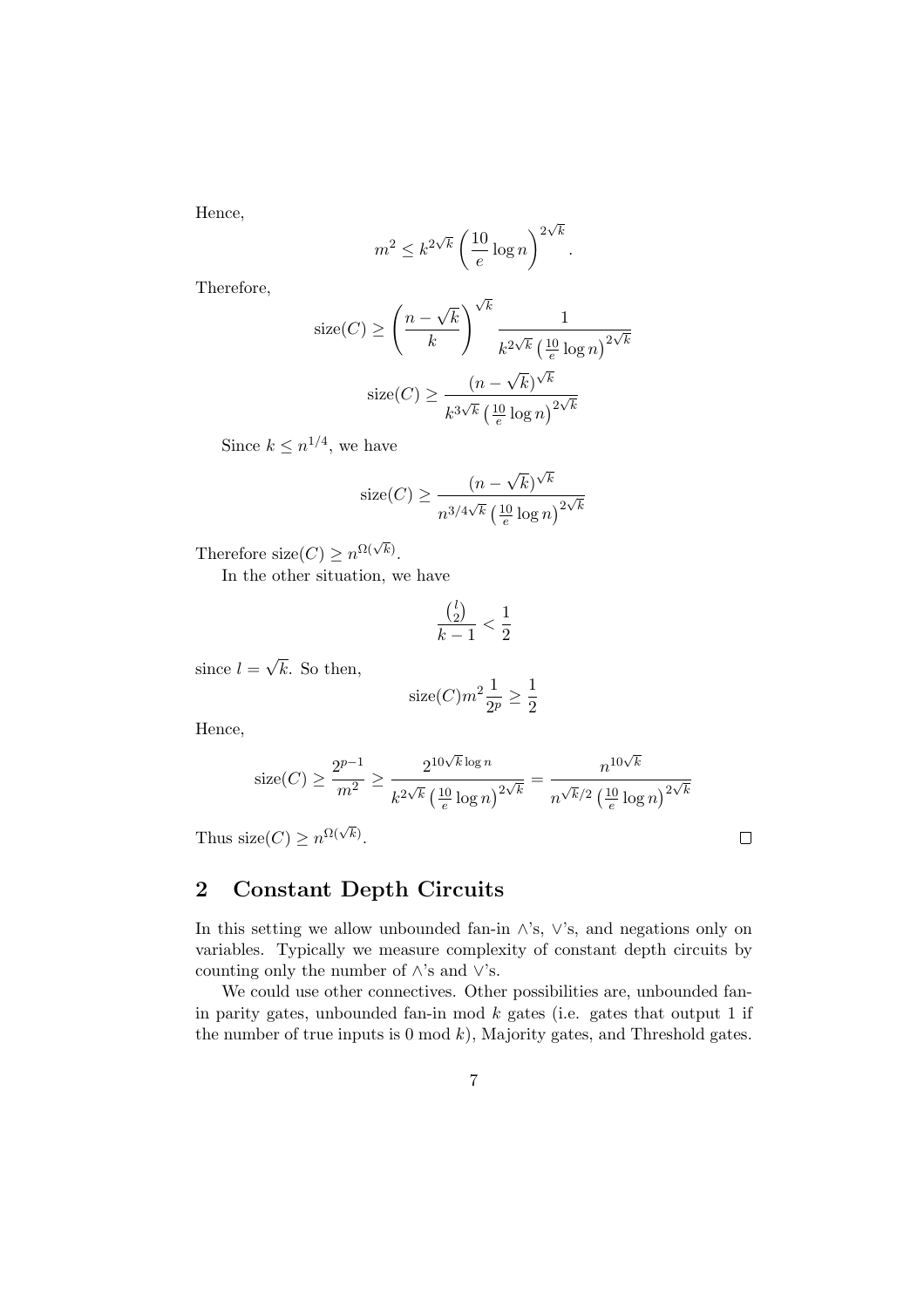Hence,

$$m^2 \leq k^{2\sqrt{k}} \left(\frac{10}{e} \log n\right)^{2\sqrt{k}}.$$

Therefore,

$$\text{size}(C) \geq \left(\frac{n - \sqrt{k}}{k}\right)^{\sqrt{k}} \frac{1}{k^{2\sqrt{k}} \left(\frac{10}{e} \log n\right)^{2\sqrt{k}}}$$

$$\text{size}(C) \geq \frac{(n - \sqrt{k})^{\sqrt{k}}}{k^{3\sqrt{k}} \left(\frac{10}{e} \log n\right)^{2\sqrt{k}}}$$

Since $k \leq n^{1/4}$, we have

$$\text{size}(C) \geq \frac{(n - \sqrt{k})^{\sqrt{k}}}{n^{3/4\sqrt{k}} \left(\frac{10}{e} \log n\right)^{2\sqrt{k}}}$$

Therefore $\text{size}(C) \geq n^{\Omega(\sqrt{k})}$.

In the other situation, we have

$$\frac{\binom{l}{2}}{k-1} < \frac{1}{2}$$

since $l = \sqrt{k}$. So then,

$$\text{size}(C) m^2 \frac{1}{2^p} \geq \frac{1}{2}$$

Hence,

$$\text{size}(C) \geq \frac{2^{p-1}}{m^2} \geq \frac{2^{10\sqrt{k}\log n}}{k^{2\sqrt{k}} \left(\frac{10}{e} \log n\right)^{2\sqrt{k}}} = \frac{n^{10\sqrt{k}}}{n^{\sqrt{k}/2} \left(\frac{10}{e} \log n\right)^{2\sqrt{k}}}$$

Thus $\text{size}(C) \geq n^{\Omega(\sqrt{k})}$. □

## 2 Constant Depth Circuits

In this setting we allow unbounded fan-in $\wedge$'s, $\vee$'s, and negations only on variables. Typically we measure complexity of constant depth circuits by counting only the number of $\wedge$'s and $\vee$'s.

We could use other connectives. Other possibilities are, unbounded fan-in parity gates, unbounded fan-in mod $k$ gates (i.e. gates that output 1 if the number of true inputs is 0 mod $k$), Majority gates, and Threshold gates.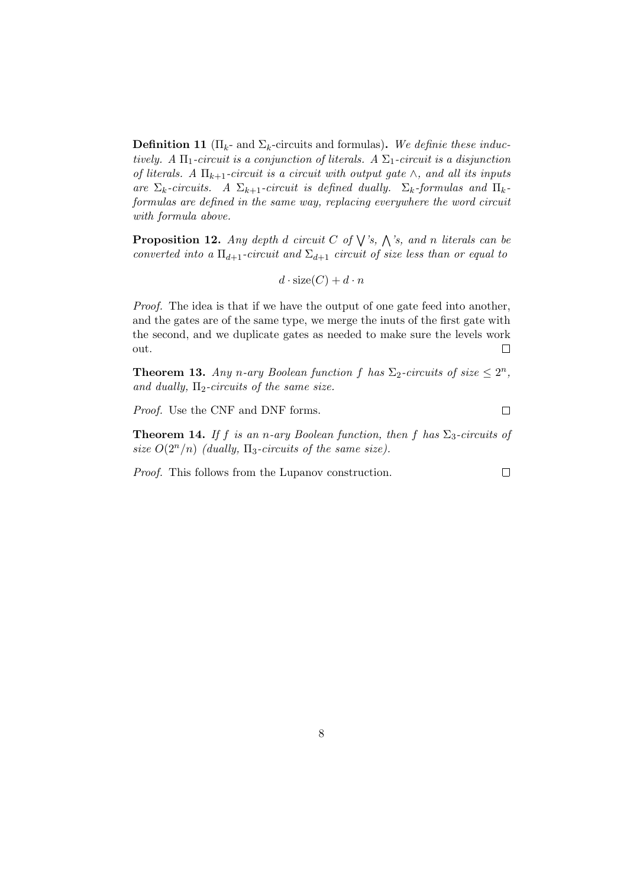**Definition 11** ($\Pi_k$- and $\Sigma_k$-circuits and formulas)**.** *We definie these inductively. A $\Pi_1$-circuit is a conjunction of literals. A $\Sigma_1$-circuit is a disjunction of literals. A $\Pi_{k+1}$-circuit is a circuit with output gate $\wedge$, and all its inputs are $\Sigma_k$-circuits. A $\Sigma_{k+1}$-circuit is defined dually. $\Sigma_k$-formulas and $\Pi_k$-formulas are defined in the same way, replacing everywhere the word circuit with formula above.*

**Proposition 12.** *Any depth $d$ circuit $C$ of $\bigvee$'s, $\bigwedge$'s, and $n$ literals can be converted into a $\Pi_{d+1}$-circuit and $\Sigma_{d+1}$ circuit of size less than or equal to*

$$d \cdot \text{size}(C) + d \cdot n$$

*Proof.* The idea is that if we have the output of one gate feed into another, and the gates are of the same type, we merge the inuts of the first gate with the second, and we duplicate gates as needed to make sure the levels work out. $\square$

**Theorem 13.** *Any $n$-ary Boolean function $f$ has $\Sigma_2$-circuits of size $\leq 2^n$, and dually, $\Pi_2$-circuits of the same size.*

*Proof.* Use the CNF and DNF forms. $\square$

**Theorem 14.** *If $f$ is an $n$-ary Boolean function, then $f$ has $\Sigma_3$-circuits of size $O(2^n/n)$ (dually, $\Pi_3$-circuits of the same size).*

*Proof.* This follows from the Lupanov construction. $\square$